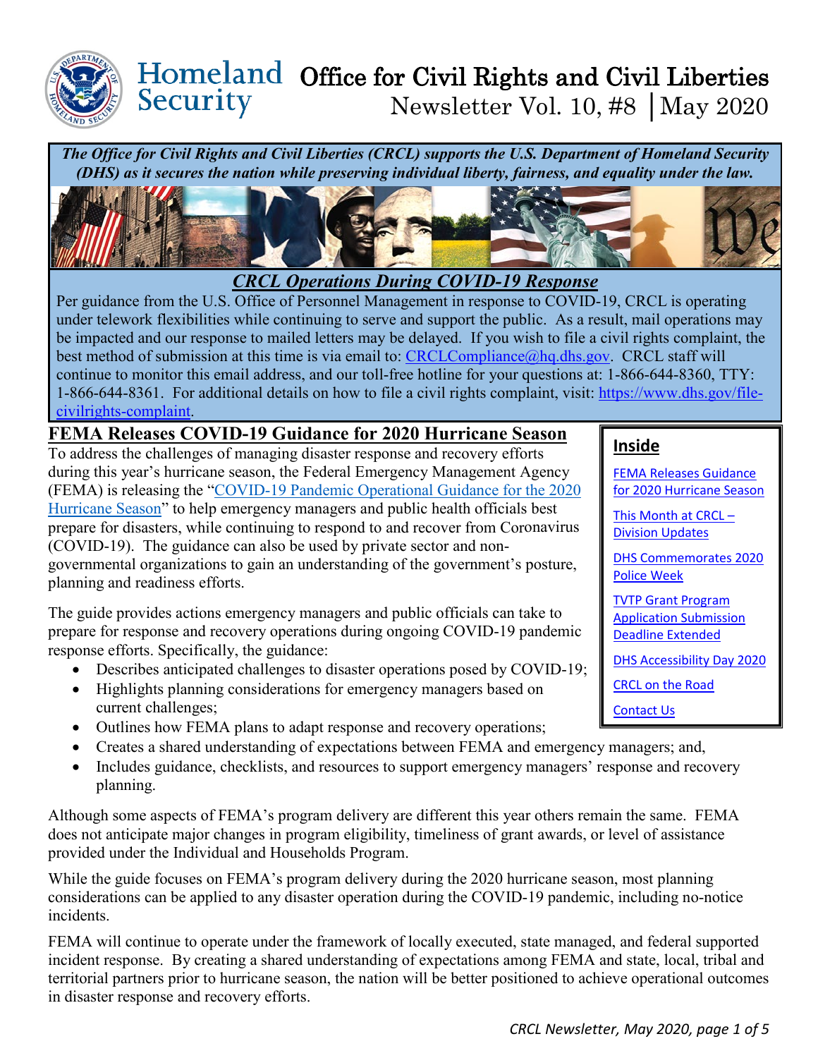# Homeland Security — Office for Civil Rights and Civil Liberties

Newsletter Vol. 10, #8 | May 2020

***The Office for Civil Rights and Civil Liberties (CRCL) supports the U.S. Department of Homeland Security (DHS) as it secures the nation while preserving individual liberty, fairness, and equality under the law.***

## *CRCL Operations During COVID-19 Response*

Per guidance from the U.S. Office of Personnel Management in response to COVID-19, CRCL is operating under telework flexibilities while continuing to serve and support the public. As a result, mail operations may be impacted and our response to mailed letters may be delayed. If you wish to file a civil rights complaint, the best method of submission at this time is via email to: [CRCLCompliance@hq.dhs.gov](mailto:CRCLCompliance@hq.dhs.gov). CRCL staff will continue to monitor this email address, and our toll-free hotline for your questions at: 1-866-644-8360, TTY: 1-866-644-8361. For additional details on how to file a civil rights complaint, visit: [https://www.dhs.gov/file-civilrights-complaint](https://www.dhs.gov/file-civilrights-complaint).

**Inside**

- FEMA Releases Guidance for 2020 Hurricane Season
- This Month at CRCL – Division Updates
- DHS Commemorates 2020 Police Week
- TVTP Grant Program Application Submission Deadline Extended
- DHS Accessibility Day 2020
- CRCL on the Road
- Contact Us

## FEMA Releases COVID-19 Guidance for 2020 Hurricane Season

To address the challenges of managing disaster response and recovery efforts during this year's hurricane season, the Federal Emergency Management Agency (FEMA) is releasing the "COVID-19 Pandemic Operational Guidance for the 2020 Hurricane Season" to help emergency managers and public health officials best prepare for disasters, while continuing to respond to and recover from Coronavirus (COVID-19). The guidance can also be used by private sector and non-governmental organizations to gain an understanding of the government's posture, planning and readiness efforts.

The guide provides actions emergency managers and public officials can take to prepare for response and recovery operations during ongoing COVID-19 pandemic response efforts. Specifically, the guidance:

- Describes anticipated challenges to disaster operations posed by COVID-19;
- Highlights planning considerations for emergency managers based on current challenges;
- Outlines how FEMA plans to adapt response and recovery operations;
- Creates a shared understanding of expectations between FEMA and emergency managers; and,
- Includes guidance, checklists, and resources to support emergency managers' response and recovery planning.

Although some aspects of FEMA's program delivery are different this year others remain the same. FEMA does not anticipate major changes in program eligibility, timeliness of grant awards, or level of assistance provided under the Individual and Households Program.

While the guide focuses on FEMA's program delivery during the 2020 hurricane season, most planning considerations can be applied to any disaster operation during the COVID-19 pandemic, including no-notice incidents.

FEMA will continue to operate under the framework of locally executed, state managed, and federal supported incident response. By creating a shared understanding of expectations among FEMA and state, local, tribal and territorial partners prior to hurricane season, the nation will be better positioned to achieve operational outcomes in disaster response and recovery efforts.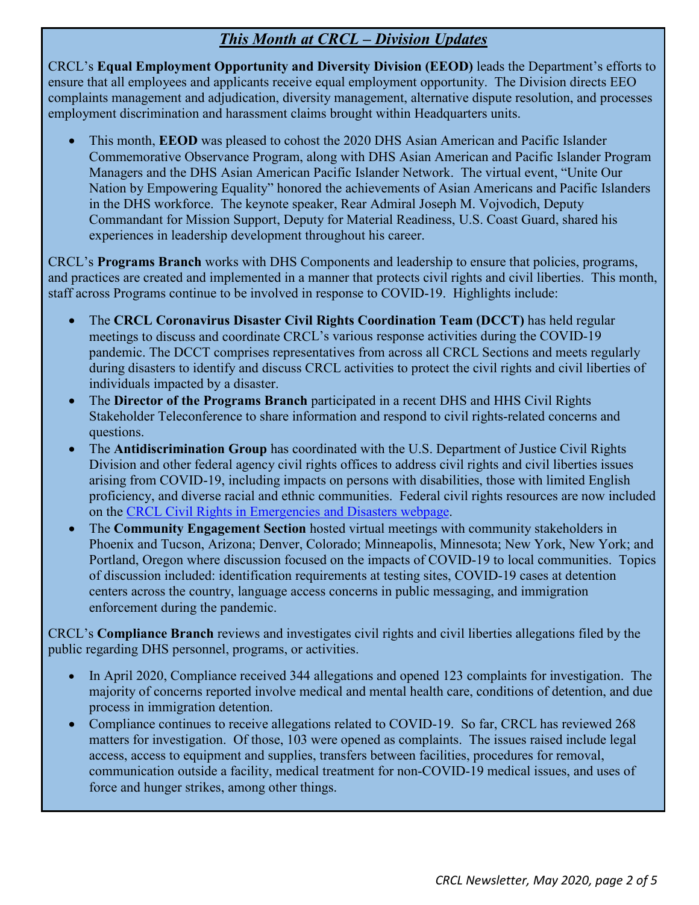## ***This Month at CRCL – Division Updates***

CRCL's **Equal Employment Opportunity and Diversity Division (EEOD)** leads the Department's efforts to ensure that all employees and applicants receive equal employment opportunity. The Division directs EEO complaints management and adjudication, diversity management, alternative dispute resolution, and processes employment discrimination and harassment claims brought within Headquarters units.

- This month, **EEOD** was pleased to cohost the 2020 DHS Asian American and Pacific Islander Commemorative Observance Program, along with DHS Asian American and Pacific Islander Program Managers and the DHS Asian American Pacific Islander Network. The virtual event, "Unite Our Nation by Empowering Equality" honored the achievements of Asian Americans and Pacific Islanders in the DHS workforce. The keynote speaker, Rear Admiral Joseph M. Vojvodich, Deputy Commandant for Mission Support, Deputy for Material Readiness, U.S. Coast Guard, shared his experiences in leadership development throughout his career.

CRCL's **Programs Branch** works with DHS Components and leadership to ensure that policies, programs, and practices are created and implemented in a manner that protects civil rights and civil liberties. This month, staff across Programs continue to be involved in response to COVID-19. Highlights include:

- The **CRCL Coronavirus Disaster Civil Rights Coordination Team (DCCT)** has held regular meetings to discuss and coordinate CRCL's various response activities during the COVID-19 pandemic. The DCCT comprises representatives from across all CRCL Sections and meets regularly during disasters to identify and discuss CRCL activities to protect the civil rights and civil liberties of individuals impacted by a disaster.
- The **Director of the Programs Branch** participated in a recent DHS and HHS Civil Rights Stakeholder Teleconference to share information and respond to civil rights-related concerns and questions.
- The **Antidiscrimination Group** has coordinated with the U.S. Department of Justice Civil Rights Division and other federal agency civil rights offices to address civil rights and civil liberties issues arising from COVID-19, including impacts on persons with disabilities, those with limited English proficiency, and diverse racial and ethnic communities. Federal civil rights resources are now included on the CRCL Civil Rights in Emergencies and Disasters webpage.
- The **Community Engagement Section** hosted virtual meetings with community stakeholders in Phoenix and Tucson, Arizona; Denver, Colorado; Minneapolis, Minnesota; New York, New York; and Portland, Oregon where discussion focused on the impacts of COVID-19 to local communities. Topics of discussion included: identification requirements at testing sites, COVID-19 cases at detention centers across the country, language access concerns in public messaging, and immigration enforcement during the pandemic.

CRCL's **Compliance Branch** reviews and investigates civil rights and civil liberties allegations filed by the public regarding DHS personnel, programs, or activities.

- In April 2020, Compliance received 344 allegations and opened 123 complaints for investigation. The majority of concerns reported involve medical and mental health care, conditions of detention, and due process in immigration detention.
- Compliance continues to receive allegations related to COVID-19. So far, CRCL has reviewed 268 matters for investigation. Of those, 103 were opened as complaints. The issues raised include legal access, access to equipment and supplies, transfers between facilities, procedures for removal, communication outside a facility, medical treatment for non-COVID-19 medical issues, and uses of force and hunger strikes, among other things.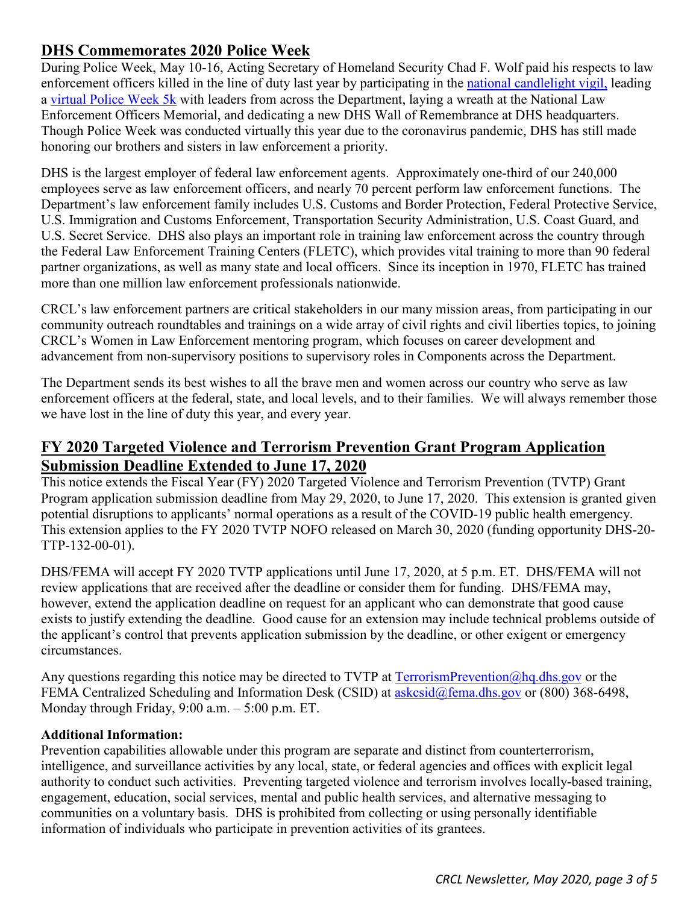## DHS Commemorates 2020 Police Week

During Police Week, May 10-16, Acting Secretary of Homeland Security Chad F. Wolf paid his respects to law enforcement officers killed in the line of duty last year by participating in the national candlelight vigil, leading a virtual Police Week 5k with leaders from across the Department, laying a wreath at the National Law Enforcement Officers Memorial, and dedicating a new DHS Wall of Remembrance at DHS headquarters. Though Police Week was conducted virtually this year due to the coronavirus pandemic, DHS has still made honoring our brothers and sisters in law enforcement a priority.

DHS is the largest employer of federal law enforcement agents. Approximately one-third of our 240,000 employees serve as law enforcement officers, and nearly 70 percent perform law enforcement functions. The Department's law enforcement family includes U.S. Customs and Border Protection, Federal Protective Service, U.S. Immigration and Customs Enforcement, Transportation Security Administration, U.S. Coast Guard, and U.S. Secret Service. DHS also plays an important role in training law enforcement across the country through the Federal Law Enforcement Training Centers (FLETC), which provides vital training to more than 90 federal partner organizations, as well as many state and local officers. Since its inception in 1970, FLETC has trained more than one million law enforcement professionals nationwide.

CRCL's law enforcement partners are critical stakeholders in our many mission areas, from participating in our community outreach roundtables and trainings on a wide array of civil rights and civil liberties topics, to joining CRCL's Women in Law Enforcement mentoring program, which focuses on career development and advancement from non-supervisory positions to supervisory roles in Components across the Department.

The Department sends its best wishes to all the brave men and women across our country who serve as law enforcement officers at the federal, state, and local levels, and to their families. We will always remember those we have lost in the line of duty this year, and every year.

## FY 2020 Targeted Violence and Terrorism Prevention Grant Program Application Submission Deadline Extended to June 17, 2020

This notice extends the Fiscal Year (FY) 2020 Targeted Violence and Terrorism Prevention (TVTP) Grant Program application submission deadline from May 29, 2020, to June 17, 2020. This extension is granted given potential disruptions to applicants' normal operations as a result of the COVID-19 public health emergency. This extension applies to the FY 2020 TVTP NOFO released on March 30, 2020 (funding opportunity DHS-20-TTP-132-00-01).

DHS/FEMA will accept FY 2020 TVTP applications until June 17, 2020, at 5 p.m. ET. DHS/FEMA will not review applications that are received after the deadline or consider them for funding. DHS/FEMA may, however, extend the application deadline on request for an applicant who can demonstrate that good cause exists to justify extending the deadline. Good cause for an extension may include technical problems outside of the applicant's control that prevents application submission by the deadline, or other exigent or emergency circumstances.

Any questions regarding this notice may be directed to TVTP at TerrorismPrevention@hq.dhs.gov or the FEMA Centralized Scheduling and Information Desk (CSID) at askcsid@fema.dhs.gov or (800) 368-6498, Monday through Friday, 9:00 a.m. – 5:00 p.m. ET.

**Additional Information:**

Prevention capabilities allowable under this program are separate and distinct from counterterrorism, intelligence, and surveillance activities by any local, state, or federal agencies and offices with explicit legal authority to conduct such activities. Preventing targeted violence and terrorism involves locally-based training, engagement, education, social services, mental and public health services, and alternative messaging to communities on a voluntary basis. DHS is prohibited from collecting or using personally identifiable information of individuals who participate in prevention activities of its grantees.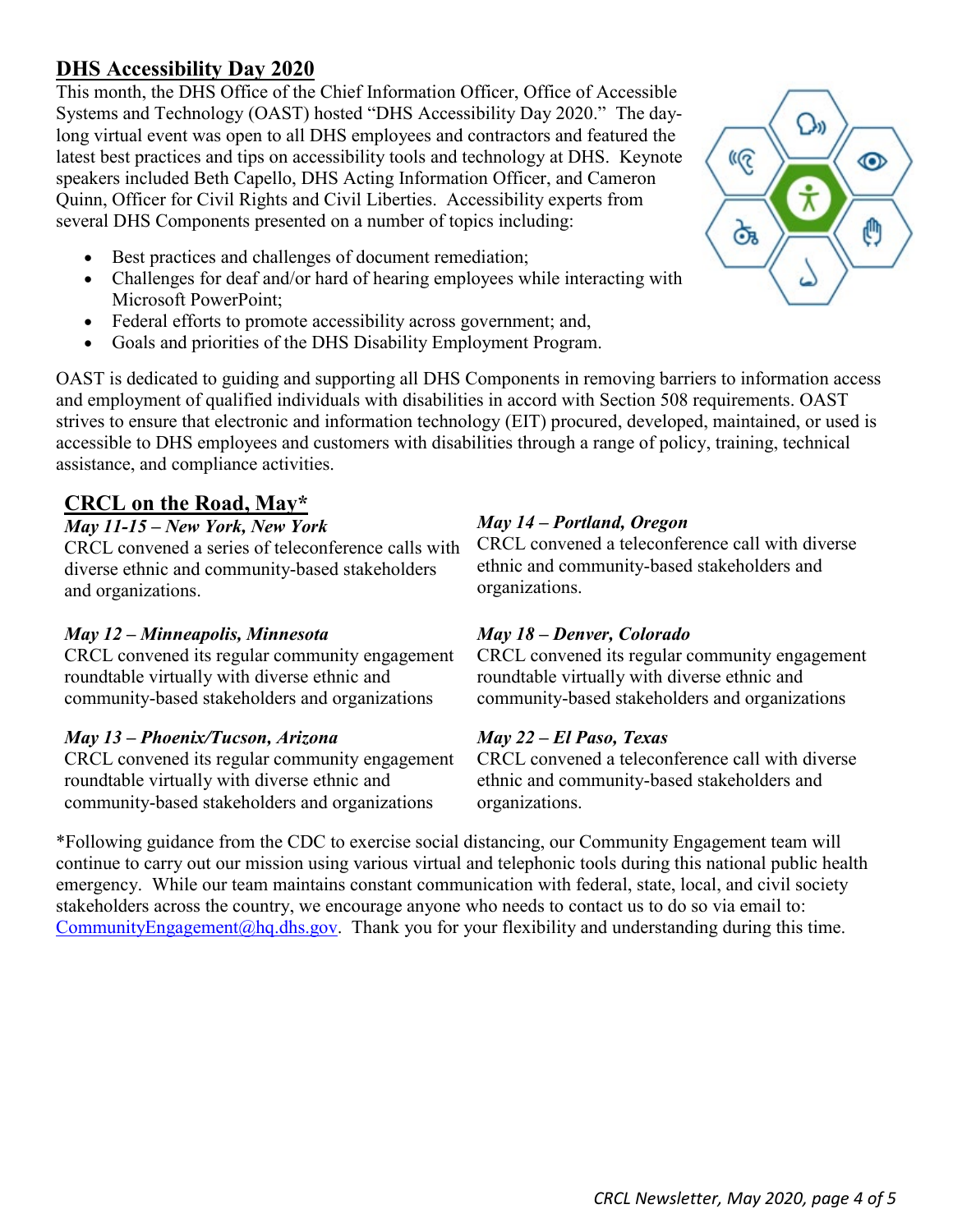## DHS Accessibility Day 2020

This month, the DHS Office of the Chief Information Officer, Office of Accessible Systems and Technology (OAST) hosted "DHS Accessibility Day 2020." The day-long virtual event was open to all DHS employees and contractors and featured the latest best practices and tips on accessibility tools and technology at DHS. Keynote speakers included Beth Capello, DHS Acting Information Officer, and Cameron Quinn, Officer for Civil Rights and Civil Liberties. Accessibility experts from several DHS Components presented on a number of topics including:

- Best practices and challenges of document remediation;
- Challenges for deaf and/or hard of hearing employees while interacting with Microsoft PowerPoint;
- Federal efforts to promote accessibility across government; and,
- Goals and priorities of the DHS Disability Employment Program.

OAST is dedicated to guiding and supporting all DHS Components in removing barriers to information access and employment of qualified individuals with disabilities in accord with Section 508 requirements. OAST strives to ensure that electronic and information technology (EIT) procured, developed, maintained, or used is accessible to DHS employees and customers with disabilities through a range of policy, training, technical assistance, and compliance activities.

## CRCL on the Road, May*

***May 11-15 – New York, New York***
CRCL convened a series of teleconference calls with diverse ethnic and community-based stakeholders and organizations.

***May 12 – Minneapolis, Minnesota***
CRCL convened its regular community engagement roundtable virtually with diverse ethnic and community-based stakeholders and organizations

***May 13 – Phoenix/Tucson, Arizona***
CRCL convened its regular community engagement roundtable virtually with diverse ethnic and community-based stakeholders and organizations

***May 14 – Portland, Oregon***
CRCL convened a teleconference call with diverse ethnic and community-based stakeholders and organizations.

***May 18 – Denver, Colorado***
CRCL convened its regular community engagement roundtable virtually with diverse ethnic and community-based stakeholders and organizations

***May 22 – El Paso, Texas***
CRCL convened a teleconference call with diverse ethnic and community-based stakeholders and organizations.

*Following guidance from the CDC to exercise social distancing, our Community Engagement team will continue to carry out our mission using various virtual and telephonic tools during this national public health emergency. While our team maintains constant communication with federal, state, local, and civil society stakeholders across the country, we encourage anyone who needs to contact us to do so via email to: CommunityEngagement@hq.dhs.gov. Thank you for your flexibility and understanding during this time.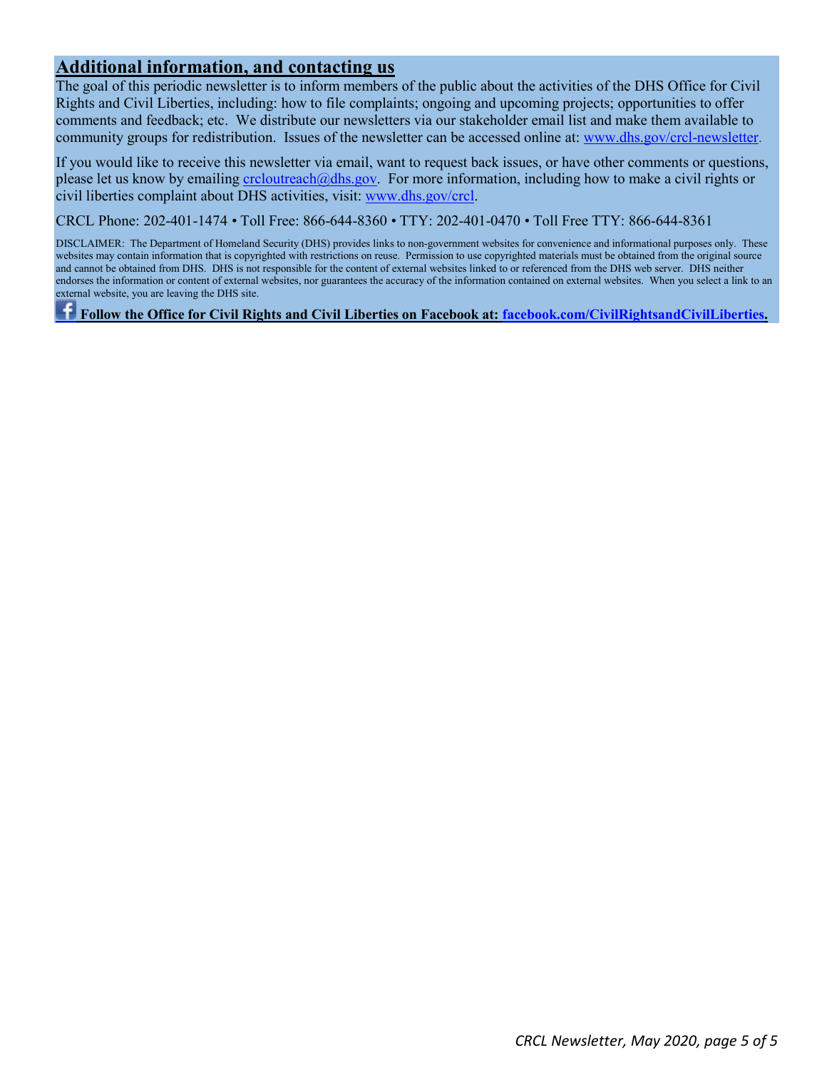## Additional information, and contacting us

The goal of this periodic newsletter is to inform members of the public about the activities of the DHS Office for Civil Rights and Civil Liberties, including: how to file complaints; ongoing and upcoming projects; opportunities to offer comments and feedback; etc. We distribute our newsletters via our stakeholder email list and make them available to community groups for redistribution. Issues of the newsletter can be accessed online at: www.dhs.gov/crcl-newsletter.

If you would like to receive this newsletter via email, want to request back issues, or have other comments or questions, please let us know by emailing crcloutreach@dhs.gov. For more information, including how to make a civil rights or civil liberties complaint about DHS activities, visit: www.dhs.gov/crcl.

CRCL Phone: 202-401-1474 • Toll Free: 866-644-8360 • TTY: 202-401-0470 • Toll Free TTY: 866-644-8361

DISCLAIMER: The Department of Homeland Security (DHS) provides links to non-government websites for convenience and informational purposes only. These websites may contain information that is copyrighted with restrictions on reuse. Permission to use copyrighted materials must be obtained from the original source and cannot be obtained from DHS. DHS is not responsible for the content of external websites linked to or referenced from the DHS web server. DHS neither endorses the information or content of external websites, nor guarantees the accuracy of the information contained on external websites. When you select a link to an external website, you are leaving the DHS site.

**Follow the Office for Civil Rights and Civil Liberties on Facebook at: facebook.com/CivilRightsandCivilLiberties.**